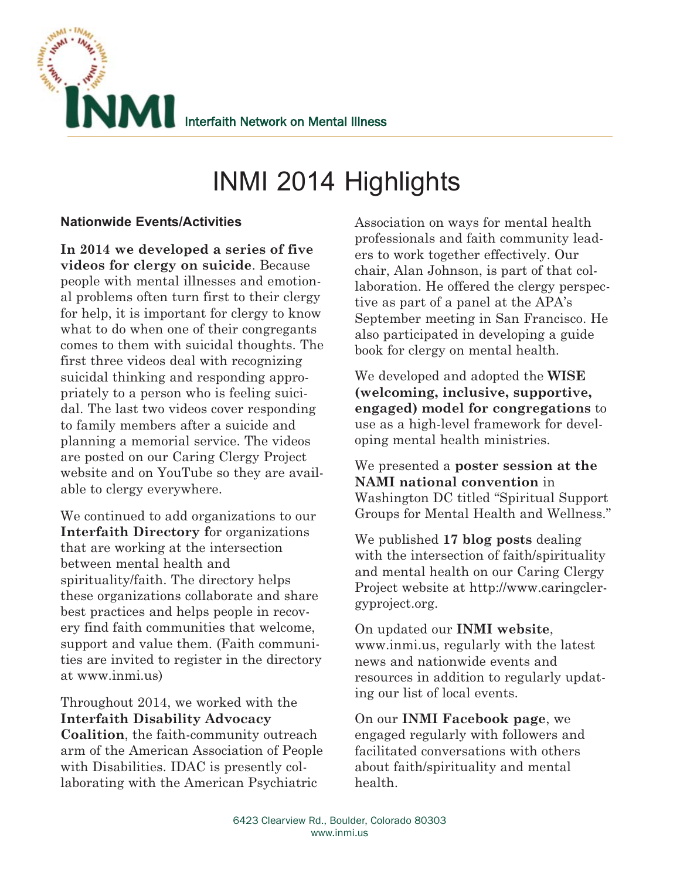INMI Interfaith Network on Mental Illness

# INMI 2014 Highlights

### Nationwide Events/Activities

**In 2014 we developed a series of five videos for clergy on suicide**. Because people with mental illnesses and emotional problems often turn first to their clergy for help, it is important for clergy to know what to do when one of their congregants comes to them with suicidal thoughts. The first three videos deal with recognizing suicidal thinking and responding appropriately to a person who is feeling suicidal. The last two videos cover responding to family members after a suicide and planning a memorial service. The videos are posted on our Caring Clergy Project website and on YouTube so they are available to clergy everywhere.

We continued to add organizations to our **Interfaith Directory f**or organizations that are working at the intersection between mental health and spirituality/faith. The directory helps these organizations collaborate and share best practices and helps people in recovery find faith communities that welcome, support and value them. (Faith communities are invited to register in the directory at www.inmi.us)

Throughout 2014, we worked with the **Interfaith Disability Advocacy Coalition**, the faith-community outreach arm of the American Association of People with Disabilities. IDAC is presently collaborating with the American Psychiatric Association on ways for mental health professionals and faith community leaders to work together effectively. Our chair, Alan Johnson, is part of that collaboration. He offered the clergy perspective as part of a panel at the APA's September meeting in San Francisco. He also participated in developing a guide book for clergy on mental health.

We developed and adopted the **WISE (welcoming, inclusive, supportive, engaged) model for congregations** to use as a high-level framework for developing mental health ministries.

We presented a **poster session at the NAMI national convention** in Washington DC titled "Spiritual Support Groups for Mental Health and Wellness."

We published **17 blog posts** dealing with the intersection of faith/spirituality and mental health on our Caring Clergy Project website at http://www.caringclergyproject.org.

On updated our **INMI website**, www.inmi.us, regularly with the latest news and nationwide events and resources in addition to regularly updating our list of local events.

On our **INMI Facebook page**, we engaged regularly with followers and facilitated conversations with others about faith/spirituality and mental health.

6423 Clearview Rd., Boulder, Colorado 80303
www.inmi.us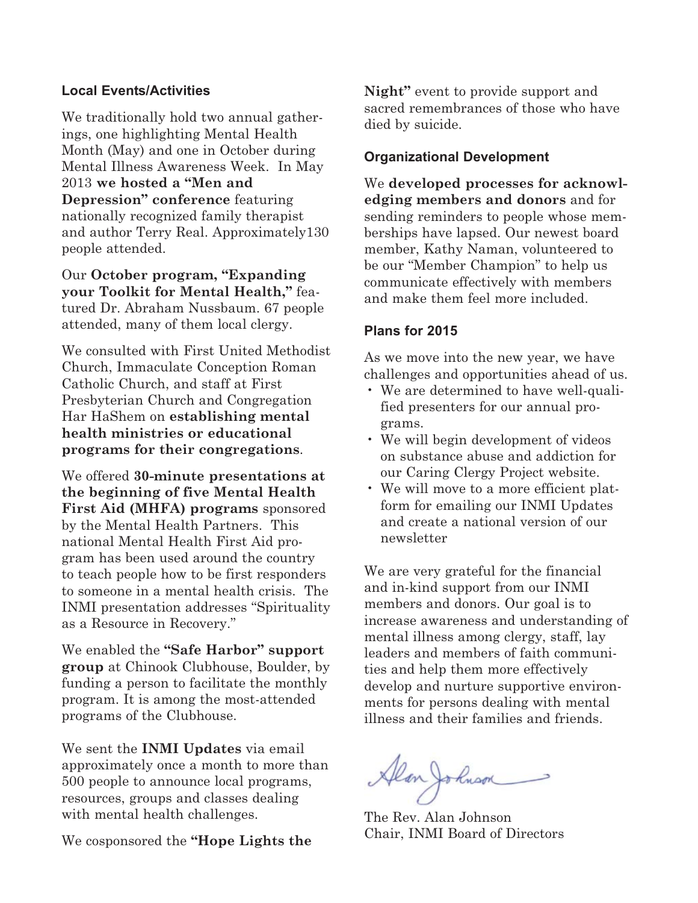### Local Events/Activities

We traditionally hold two annual gatherings, one highlighting Mental Health Month (May) and one in October during Mental Illness Awareness Week. In May 2013 **we hosted a "Men and Depression" conference** featuring nationally recognized family therapist and author Terry Real. Approximately130 people attended.

Our **October program, "Expanding your Toolkit for Mental Health,"** featured Dr. Abraham Nussbaum. 67 people attended, many of them local clergy.

We consulted with First United Methodist Church, Immaculate Conception Roman Catholic Church, and staff at First Presbyterian Church and Congregation Har HaShem on **establishing mental health ministries or educational programs for their congregations**.

We offered **30-minute presentations at the beginning of five Mental Health First Aid (MHFA) programs** sponsored by the Mental Health Partners. This national Mental Health First Aid program has been used around the country to teach people how to be first responders to someone in a mental health crisis. The INMI presentation addresses "Spirituality as a Resource in Recovery."

We enabled the **"Safe Harbor" support group** at Chinook Clubhouse, Boulder, by funding a person to facilitate the monthly program. It is among the most-attended programs of the Clubhouse.

We sent the **INMI Updates** via email approximately once a month to more than 500 people to announce local programs, resources, groups and classes dealing with mental health challenges.

We cosponsored the **"Hope Lights the Night"** event to provide support and sacred remembrances of those who have died by suicide.

### Organizational Development

We **developed processes for acknowledging members and donors** and for sending reminders to people whose memberships have lapsed. Our newest board member, Kathy Naman, volunteered to be our "Member Champion" to help us communicate effectively with members and make them feel more included.

### Plans for 2015

As we move into the new year, we have challenges and opportunities ahead of us.

- We are determined to have well-qualified presenters for our annual programs.
- We will begin development of videos on substance abuse and addiction for our Caring Clergy Project website.
- We will move to a more efficient platform for emailing our INMI Updates and create a national version of our newsletter

We are very grateful for the financial and in-kind support from our INMI members and donors. Our goal is to increase awareness and understanding of mental illness among clergy, staff, lay leaders and members of faith communities and help them more effectively develop and nurture supportive environments for persons dealing with mental illness and their families and friends.

Alan Johnson

The Rev. Alan Johnson
Chair, INMI Board of Directors